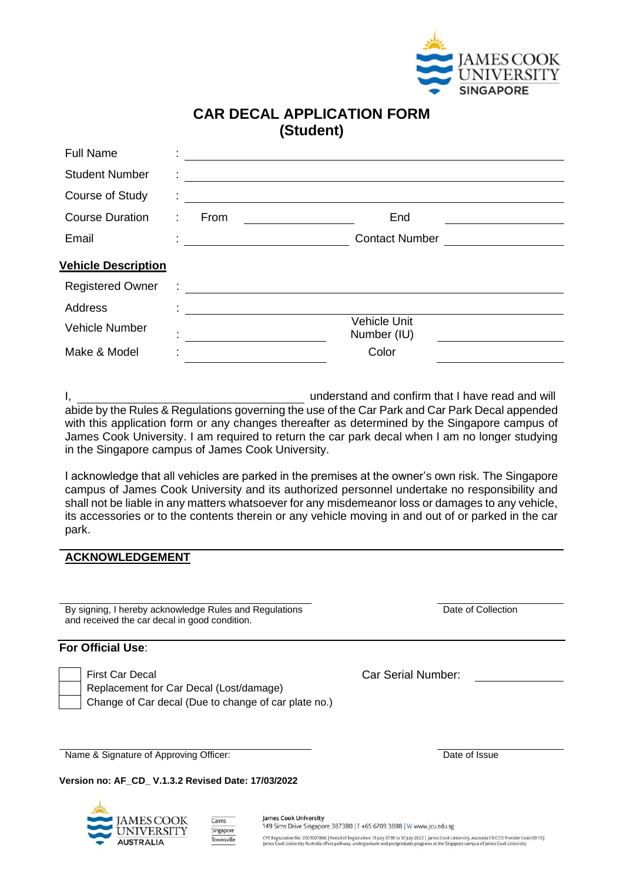# CAR DECAL APPLICATION FORM
## (Student)

| | | |
|---|---|---|
| Full Name | : | ______________________ |
| Student Number | : | ______________________ |
| Course of Study | : | ______________________ |
| Course Duration | : | From __________ End __________ |
| Email | : | __________ Contact Number __________ |

**Vehicle Description**

| | | |
|---|---|---|
| Registered Owner | : | ______________________ |
| Address | : | ______________________ |
| Vehicle Number | : | __________ Vehicle Unit Number (IU) __________ |
| Make & Model | : | __________ Color __________ |

I, ______________________ understand and confirm that I have read and will abide by the Rules & Regulations governing the use of the Car Park and Car Park Decal appended with this application form or any changes thereafter as determined by the Singapore campus of James Cook University. I am required to return the car park decal when I am no longer studying in the Singapore campus of James Cook University.

I acknowledge that all vehicles are parked in the premises at the owner's own risk. The Singapore campus of James Cook University and its authorized personnel undertake no responsibility and shall not be liable in any matters whatsoever for any misdemeanor loss or damages to any vehicle, its accessories or to the contents therein or any vehicle moving in and out of or parked in the car park.

**ACKNOWLEDGEMENT**

______________________ By signing, I hereby acknowledge Rules and Regulations and received the car decal in good condition.

______________________ Date of Collection

**For Official Use**:

- ☐ First Car Decal
- ☐ Replacement for Car Decal (Lost/damage)
- ☐ Change of Car decal (Due to change of car plate no.)

Car Serial Number: __________

______________________ Name & Signature of Approving Officer:

______________________ Date of Issue

**Version no: AF_CD_ V.1.3.2 Revised Date: 17/03/2022**

James Cook University
149 Sims Drive Singapore 387380 | T +65 6709 3888 | W www.jcu.edu.sg

CPE Registration No. 200100786K | Period of Registration: 13 July 2018 to 12 July 2022 | James Cook University, Australia CRICOS Provider Code 00117J
James Cook University Australia offers pathway, undergraduate and postgraduate programs at the Singapore campus of James Cook University.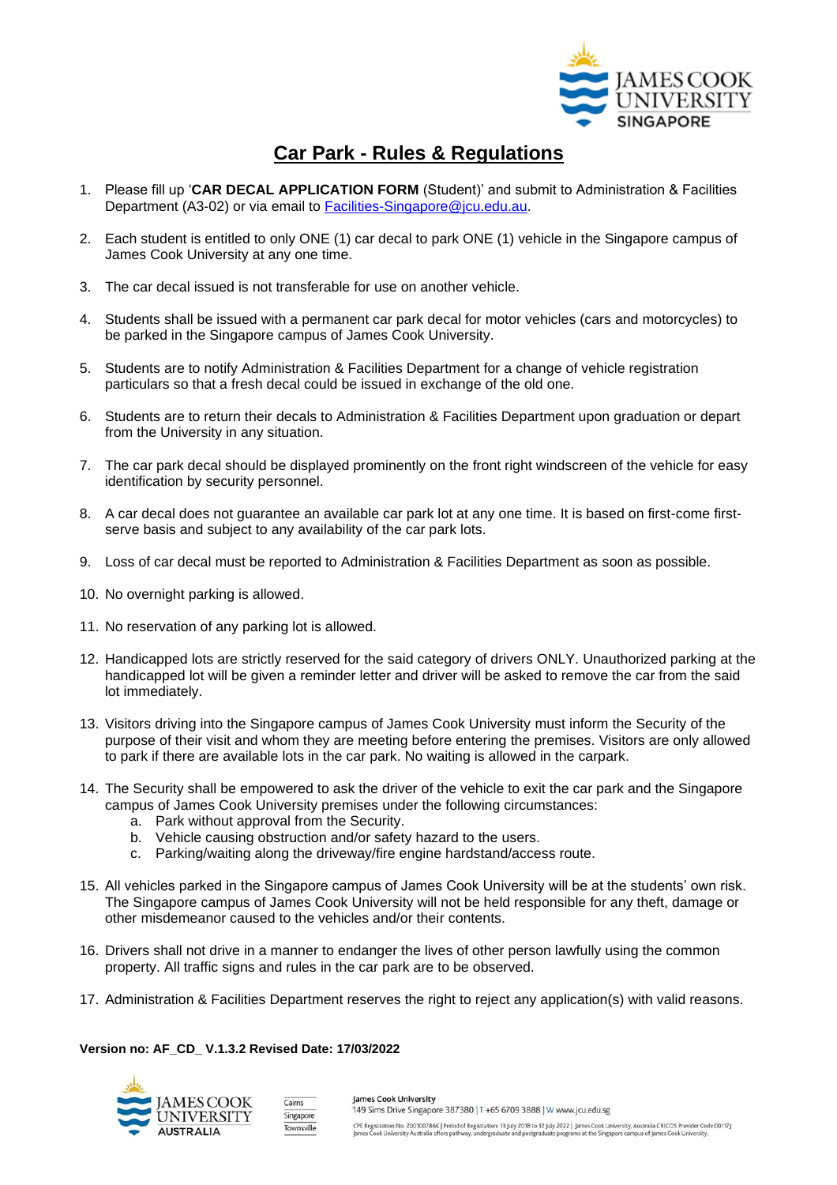# Car Park - Rules & Regulations

1. Please fill up '**CAR DECAL APPLICATION FORM** (Student)' and submit to Administration & Facilities Department (A3-02) or via email to Facilities-Singapore@jcu.edu.au.

2. Each student is entitled to only ONE (1) car decal to park ONE (1) vehicle in the Singapore campus of James Cook University at any one time.

3. The car decal issued is not transferable for use on another vehicle.

4. Students shall be issued with a permanent car park decal for motor vehicles (cars and motorcycles) to be parked in the Singapore campus of James Cook University.

5. Students are to notify Administration & Facilities Department for a change of vehicle registration particulars so that a fresh decal could be issued in exchange of the old one.

6. Students are to return their decals to Administration & Facilities Department upon graduation or depart from the University in any situation.

7. The car park decal should be displayed prominently on the front right windscreen of the vehicle for easy identification by security personnel.

8. A car decal does not guarantee an available car park lot at any one time. It is based on first-come first-serve basis and subject to any availability of the car park lots.

9. Loss of car decal must be reported to Administration & Facilities Department as soon as possible.

10. No overnight parking is allowed.

11. No reservation of any parking lot is allowed.

12. Handicapped lots are strictly reserved for the said category of drivers ONLY. Unauthorized parking at the handicapped lot will be given a reminder letter and driver will be asked to remove the car from the said lot immediately.

13. Visitors driving into the Singapore campus of James Cook University must inform the Security of the purpose of their visit and whom they are meeting before entering the premises. Visitors are only allowed to park if there are available lots in the car park. No waiting is allowed in the carpark.

14. The Security shall be empowered to ask the driver of the vehicle to exit the car park and the Singapore campus of James Cook University premises under the following circumstances:
    a. Park without approval from the Security.
    b. Vehicle causing obstruction and/or safety hazard to the users.
    c. Parking/waiting along the driveway/fire engine hardstand/access route.

15. All vehicles parked in the Singapore campus of James Cook University will be at the students' own risk. The Singapore campus of James Cook University will not be held responsible for any theft, damage or other misdemeanor caused to the vehicles and/or their contents.

16. Drivers shall not drive in a manner to endanger the lives of other person lawfully using the common property. All traffic signs and rules in the car park are to be observed.

17. Administration & Facilities Department reserves the right to reject any application(s) with valid reasons.

**Version no: AF_CD_ V.1.3.2 Revised Date: 17/03/2022**